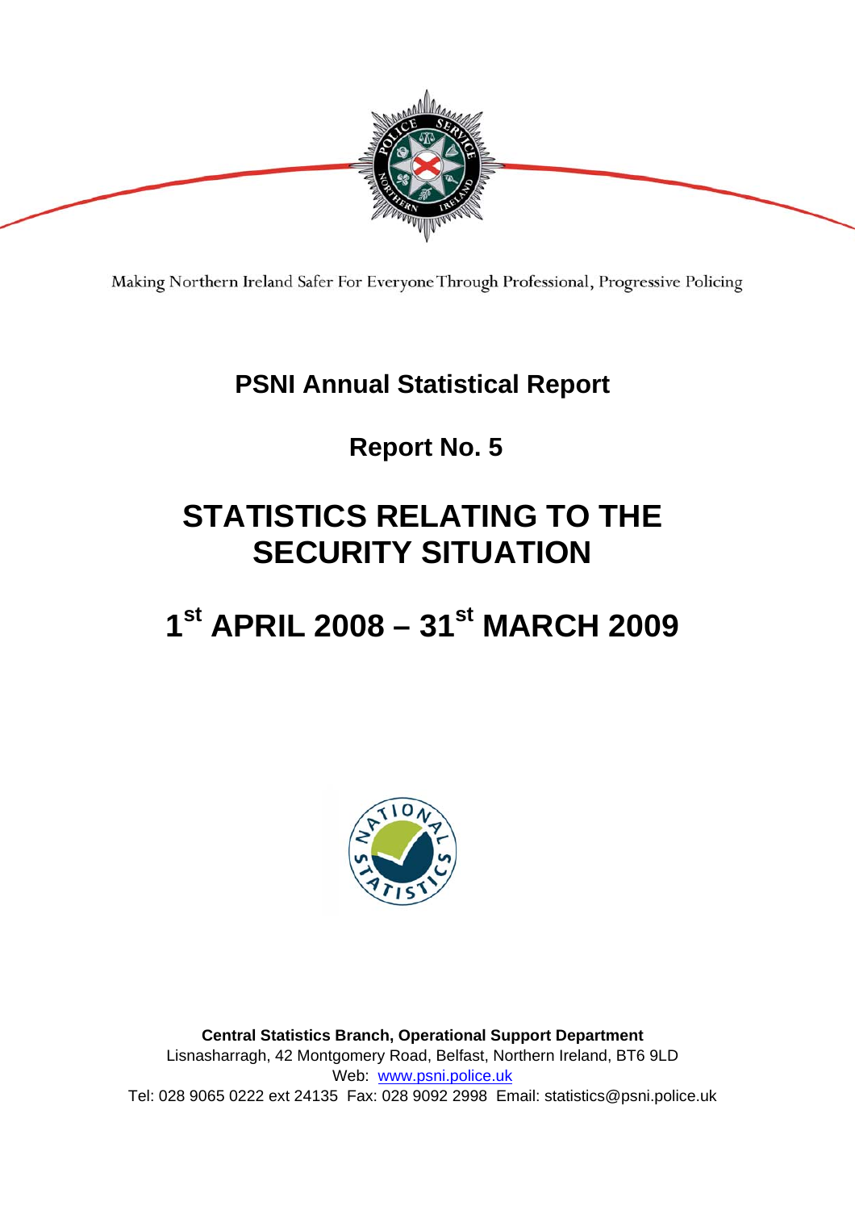Making Northern Ireland Safer For Everyone Through Professional, Progressive Policing

# PSNI Annual Statistical Report

## Report No. 5

# STATISTICS RELATING TO THE SECURITY SITUATION

# 1st APRIL 2008 – 31st MARCH 2009

**Central Statistics Branch, Operational Support Department**
Lisnasharragh, 42 Montgomery Road, Belfast, Northern Ireland, BT6 9LD
Web: www.psni.police.uk
Tel: 028 9065 0222 ext 24135 Fax: 028 9092 2998 Email: statistics@psni.police.uk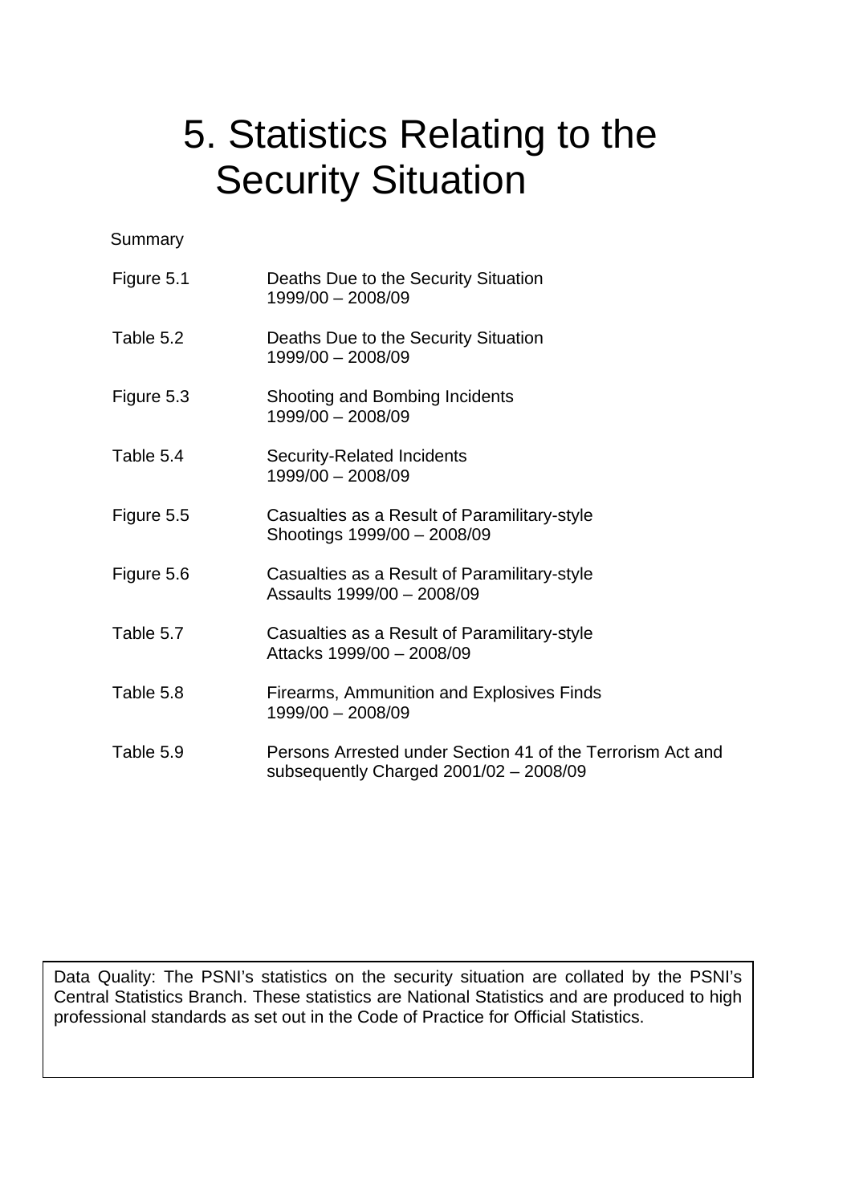# 5. Statistics Relating to the Security Situation

Summary

| | |
|---|---|
| Figure 5.1 | Deaths Due to the Security Situation 1999/00 – 2008/09 |
| Table 5.2 | Deaths Due to the Security Situation 1999/00 – 2008/09 |
| Figure 5.3 | Shooting and Bombing Incidents 1999/00 – 2008/09 |
| Table 5.4 | Security-Related Incidents 1999/00 – 2008/09 |
| Figure 5.5 | Casualties as a Result of Paramilitary-style Shootings 1999/00 – 2008/09 |
| Figure 5.6 | Casualties as a Result of Paramilitary-style Assaults 1999/00 – 2008/09 |
| Table 5.7 | Casualties as a Result of Paramilitary-style Attacks 1999/00 – 2008/09 |
| Table 5.8 | Firearms, Ammunition and Explosives Finds 1999/00 – 2008/09 |
| Table 5.9 | Persons Arrested under Section 41 of the Terrorism Act and subsequently Charged 2001/02 – 2008/09 |

Data Quality: The PSNI's statistics on the security situation are collated by the PSNI's Central Statistics Branch. These statistics are National Statistics and are produced to high professional standards as set out in the Code of Practice for Official Statistics.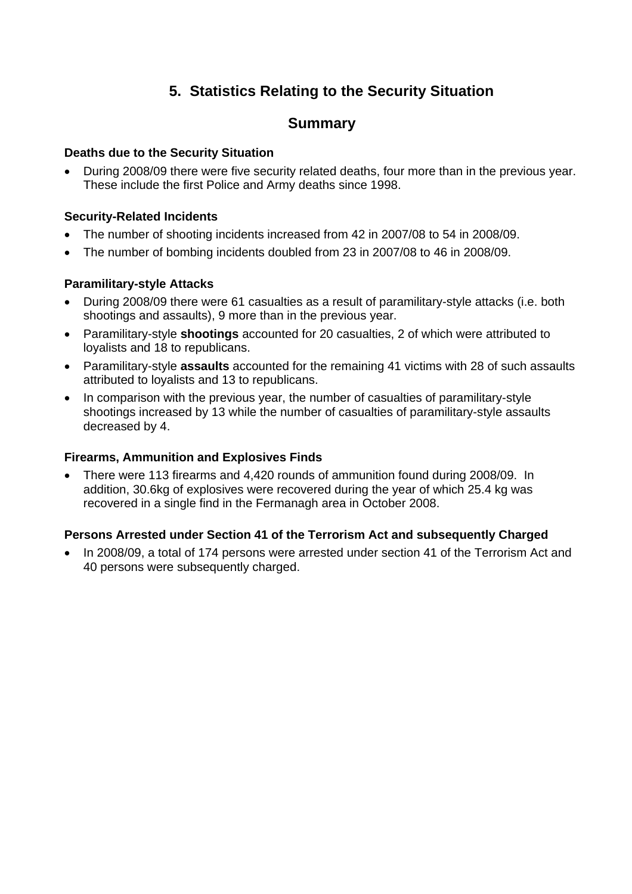# 5. Statistics Relating to the Security Situation

## Summary

### Deaths due to the Security Situation

- During 2008/09 there were five security related deaths, four more than in the previous year. These include the first Police and Army deaths since 1998.

### Security-Related Incidents

- The number of shooting incidents increased from 42 in 2007/08 to 54 in 2008/09.
- The number of bombing incidents doubled from 23 in 2007/08 to 46 in 2008/09.

### Paramilitary-style Attacks

- During 2008/09 there were 61 casualties as a result of paramilitary-style attacks (i.e. both shootings and assaults), 9 more than in the previous year.
- Paramilitary-style **shootings** accounted for 20 casualties, 2 of which were attributed to loyalists and 18 to republicans.
- Paramilitary-style **assaults** accounted for the remaining 41 victims with 28 of such assaults attributed to loyalists and 13 to republicans.
- In comparison with the previous year, the number of casualties of paramilitary-style shootings increased by 13 while the number of casualties of paramilitary-style assaults decreased by 4.

### Firearms, Ammunition and Explosives Finds

- There were 113 firearms and 4,420 rounds of ammunition found during 2008/09. In addition, 30.6kg of explosives were recovered during the year of which 25.4 kg was recovered in a single find in the Fermanagh area in October 2008.

### Persons Arrested under Section 41 of the Terrorism Act and subsequently Charged

- In 2008/09, a total of 174 persons were arrested under section 41 of the Terrorism Act and 40 persons were subsequently charged.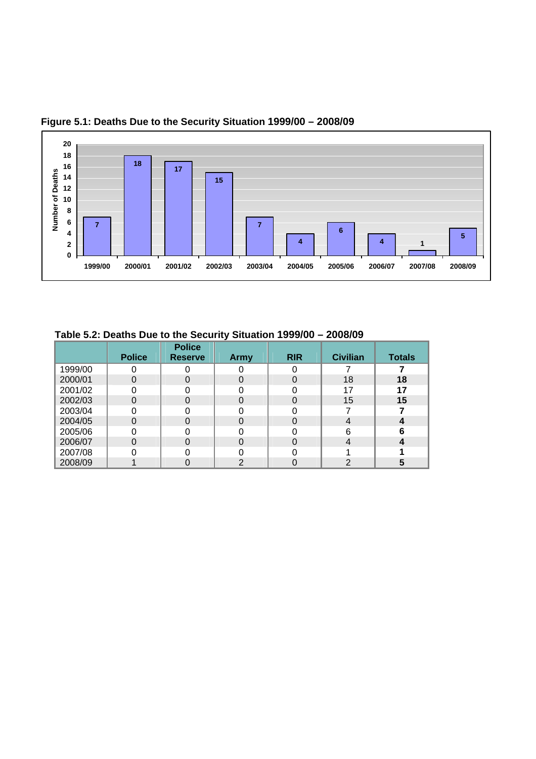**Figure 5.1: Deaths Due to the Security Situation 1999/00 – 2008/09**

**Table 5.2: Deaths Due to the Security Situation 1999/00 – 2008/09**

| | Police | Police Reserve | Army | RIR | Civilian | Totals |
|---|---|---|---|---|---|---|
| 1999/00 | 0 | 0 | 0 | 0 | 7 | **7** |
| 2000/01 | 0 | 0 | 0 | 0 | 18 | **18** |
| 2001/02 | 0 | 0 | 0 | 0 | 17 | **17** |
| 2002/03 | 0 | 0 | 0 | 0 | 15 | **15** |
| 2003/04 | 0 | 0 | 0 | 0 | 7 | **7** |
| 2004/05 | 0 | 0 | 0 | 0 | 4 | **4** |
| 2005/06 | 0 | 0 | 0 | 0 | 6 | **6** |
| 2006/07 | 0 | 0 | 0 | 0 | 4 | **4** |
| 2007/08 | 0 | 0 | 0 | 0 | 1 | **1** |
| 2008/09 | 1 | 0 | 2 | 0 | 2 | **5** |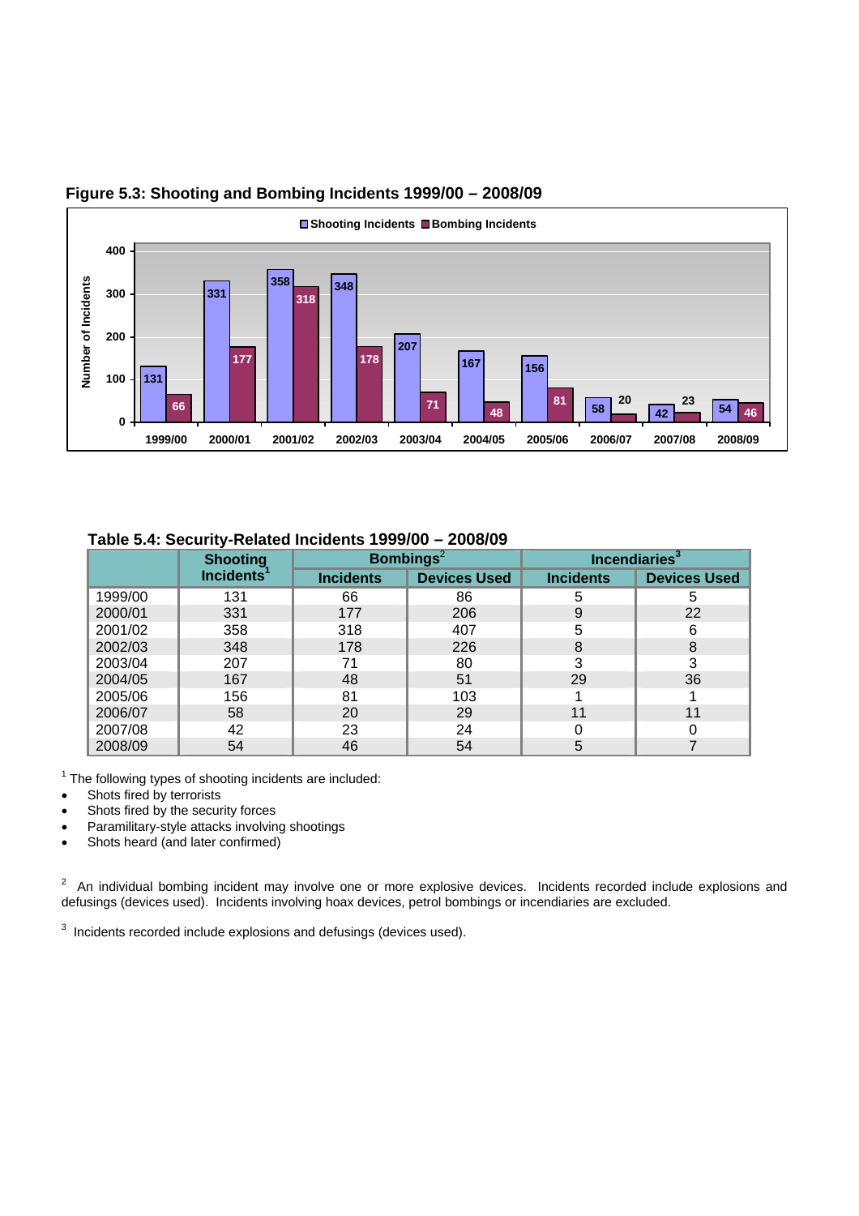**Figure 5.3: Shooting and Bombing Incidents 1999/00 – 2008/09**

| Year | Shooting Incidents | Bombing Incidents |
|---|---|---|
| 1999/00 | 131 | 66 |
| 2000/01 | 331 | 177 |
| 2001/02 | 358 | 318 |
| 2002/03 | 348 | 178 |
| 2003/04 | 207 | 71 |
| 2004/05 | 167 | 48 |
| 2005/06 | 156 | 81 |
| 2006/07 | 58 | 20 |
| 2007/08 | 42 | 23 |
| 2008/09 | 54 | 46 |

**Table 5.4: Security-Related Incidents 1999/00 – 2008/09**

| | Shooting Incidents[1] | Bombings[2] | | Incendiaries[3] | |
|---|---|---|---|---|---|
| | | Incidents | Devices Used | Incidents | Devices Used |
| 1999/00 | 131 | 66 | 86 | 5 | 5 |
| 2000/01 | 331 | 177 | 206 | 9 | 22 |
| 2001/02 | 358 | 318 | 407 | 5 | 6 |
| 2002/03 | 348 | 178 | 226 | 8 | 8 |
| 2003/04 | 207 | 71 | 80 | 3 | 3 |
| 2004/05 | 167 | 48 | 51 | 29 | 36 |
| 2005/06 | 156 | 81 | 103 | 1 | 1 |
| 2006/07 | 58 | 20 | 29 | 11 | 11 |
| 2007/08 | 42 | 23 | 24 | 0 | 0 |
| 2008/09 | 54 | 46 | 54 | 5 | 7 |

[1] The following types of shooting incidents are included:

- Shots fired by terrorists
- Shots fired by the security forces
- Paramilitary-style attacks involving shootings
- Shots heard (and later confirmed)

[2] An individual bombing incident may involve one or more explosive devices. Incidents recorded include explosions and defusings (devices used). Incidents involving hoax devices, petrol bombings or incendiaries are excluded.

[3] Incidents recorded include explosions and defusings (devices used).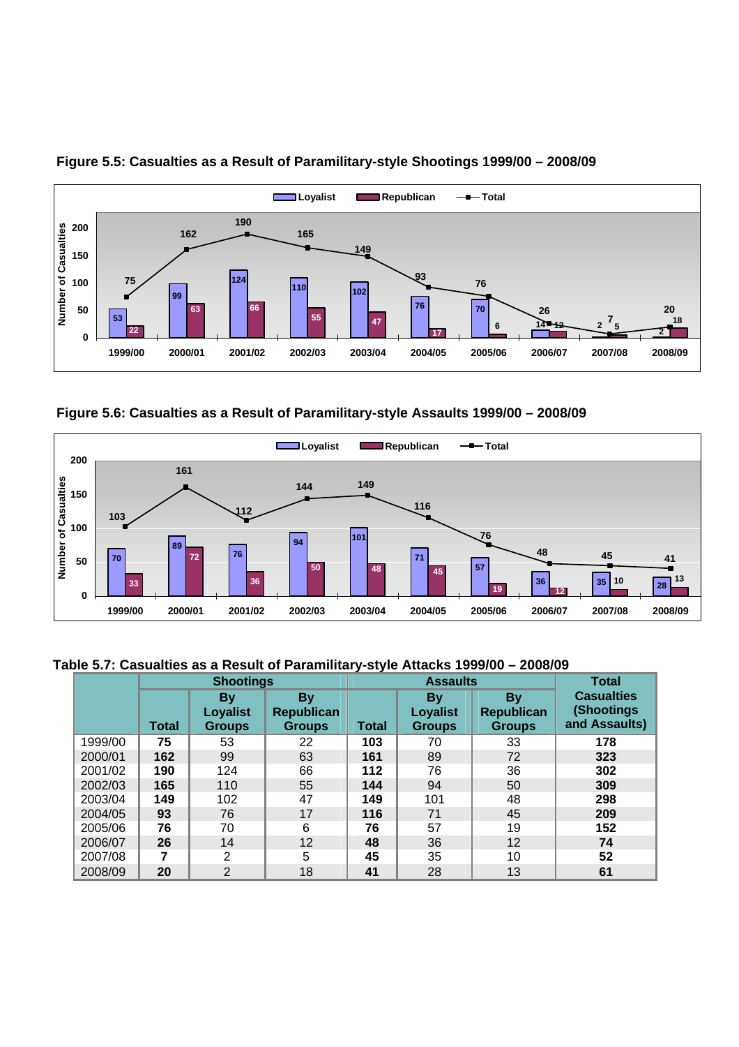**Figure 5.5: Casualties as a Result of Paramilitary-style Shootings 1999/00 – 2008/09**

**Figure 5.6: Casualties as a Result of Paramilitary-style Assaults 1999/00 – 2008/09**

**Table 5.7: Casualties as a Result of Paramilitary-style Attacks 1999/00 – 2008/09**

| | Shootings | | | Assaults | | | Total Casualties (Shootings and Assaults) |
|---|---|---|---|---|---|---|---|
| | **Total** | **By Loyalist Groups** | **By Republican Groups** | **Total** | **By Loyalist Groups** | **By Republican Groups** | |
| 1999/00 | **75** | 53 | 22 | **103** | 70 | 33 | **178** |
| 2000/01 | **162** | 99 | 63 | **161** | 89 | 72 | **323** |
| 2001/02 | **190** | 124 | 66 | **112** | 76 | 36 | **302** |
| 2002/03 | **165** | 110 | 55 | **144** | 94 | 50 | **309** |
| 2003/04 | **149** | 102 | 47 | **149** | 101 | 48 | **298** |
| 2004/05 | **93** | 76 | 17 | **116** | 71 | 45 | **209** |
| 2005/06 | **76** | 70 | 6 | **76** | 57 | 19 | **152** |
| 2006/07 | **26** | 14 | 12 | **48** | 36 | 12 | **74** |
| 2007/08 | **7** | 2 | 5 | **45** | 35 | 10 | **52** |
| 2008/09 | **20** | 2 | 18 | **41** | 28 | 13 | **61** |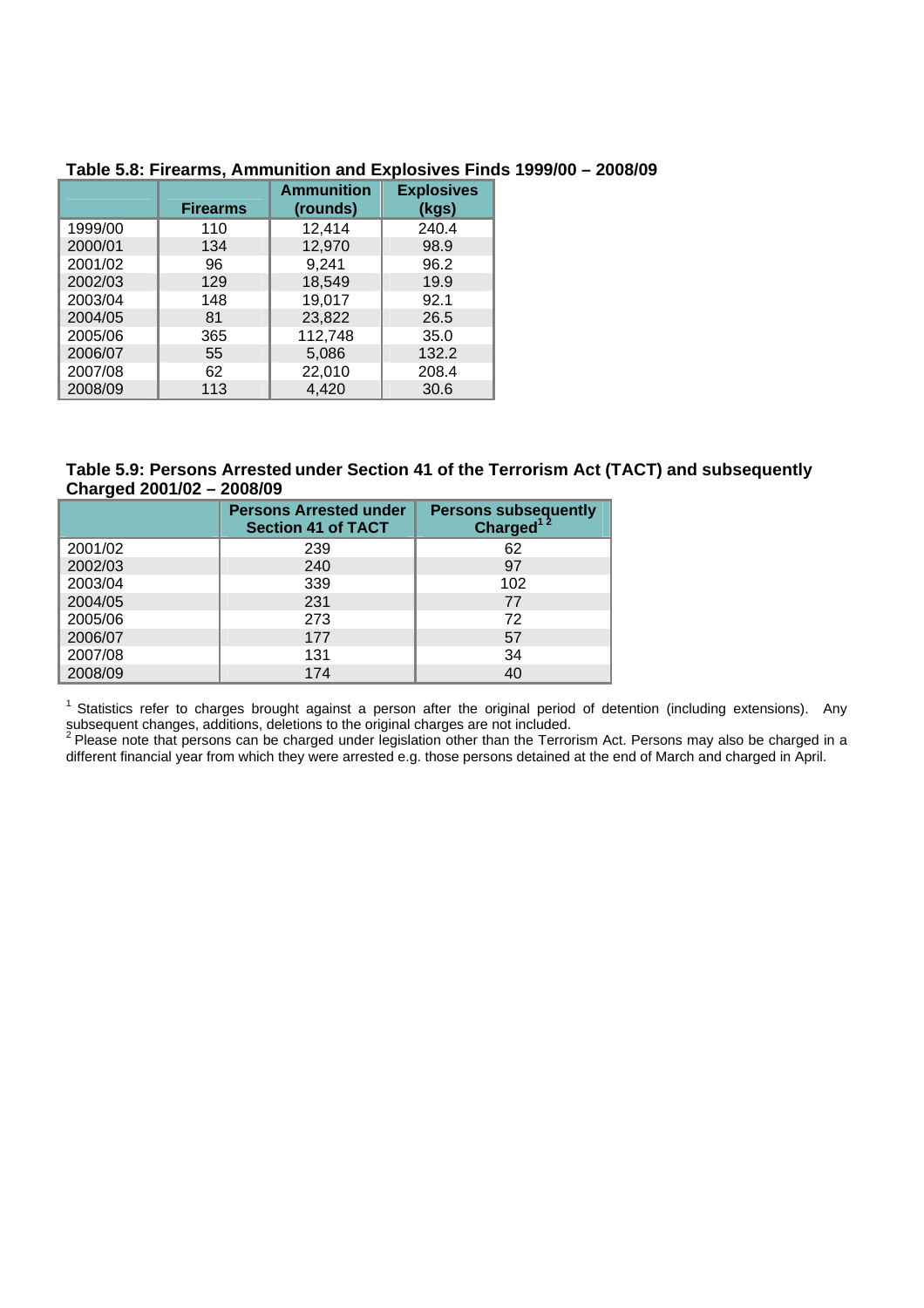**Table 5.8: Firearms, Ammunition and Explosives Finds 1999/00 – 2008/09**

| | Firearms | Ammunition (rounds) | Explosives (kgs) |
|---|---|---|---|
| 1999/00 | 110 | 12,414 | 240.4 |
| 2000/01 | 134 | 12,970 | 98.9 |
| 2001/02 | 96 | 9,241 | 96.2 |
| 2002/03 | 129 | 18,549 | 19.9 |
| 2003/04 | 148 | 19,017 | 92.1 |
| 2004/05 | 81 | 23,822 | 26.5 |
| 2005/06 | 365 | 112,748 | 35.0 |
| 2006/07 | 55 | 5,086 | 132.2 |
| 2007/08 | 62 | 22,010 | 208.4 |
| 2008/09 | 113 | 4,420 | 30.6 |

**Table 5.9: Persons Arrested under Section 41 of the Terrorism Act (TACT) and subsequently Charged 2001/02 – 2008/09**

| | Persons Arrested under Section 41 of TACT | Persons subsequently Charged[1 2] |
|---|---|---|
| 2001/02 | 239 | 62 |
| 2002/03 | 240 | 97 |
| 2003/04 | 339 | 102 |
| 2004/05 | 231 | 77 |
| 2005/06 | 273 | 72 |
| 2006/07 | 177 | 57 |
| 2007/08 | 131 | 34 |
| 2008/09 | 174 | 40 |

[1] Statistics refer to charges brought against a person after the original period of detention (including extensions). Any subsequent changes, additions, deletions to the original charges are not included.

[2] Please note that persons can be charged under legislation other than the Terrorism Act. Persons may also be charged in a different financial year from which they were arrested e.g. those persons detained at the end of March and charged in April.